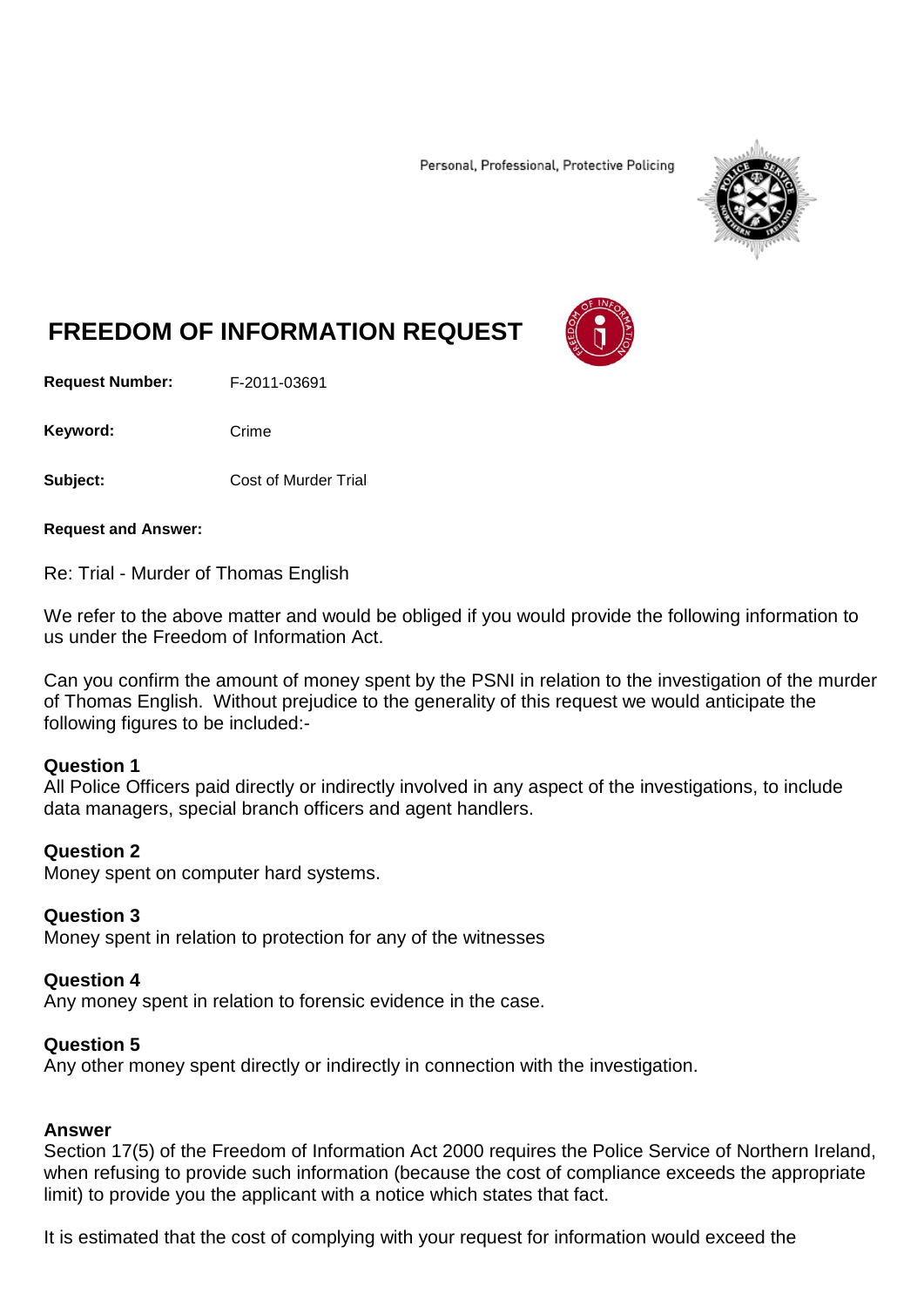Personal, Professional, Protective Policing

# FREEDOM OF INFORMATION REQUEST

**Request Number:** F-2011-03691

**Keyword:** Crime

**Subject:** Cost of Murder Trial

**Request and Answer:**

Re: Trial - Murder of Thomas English

We refer to the above matter and would be obliged if you would provide the following information to us under the Freedom of Information Act.

Can you confirm the amount of money spent by the PSNI in relation to the investigation of the murder of Thomas English. Without prejudice to the generality of this request we would anticipate the following figures to be included:-

**Question 1**
All Police Officers paid directly or indirectly involved in any aspect of the investigations, to include data managers, special branch officers and agent handlers.

**Question 2**
Money spent on computer hard systems.

**Question 3**
Money spent in relation to protection for any of the witnesses

**Question 4**
Any money spent in relation to forensic evidence in the case.

**Question 5**
Any other money spent directly or indirectly in connection with the investigation.

**Answer**
Section 17(5) of the Freedom of Information Act 2000 requires the Police Service of Northern Ireland, when refusing to provide such information (because the cost of compliance exceeds the appropriate limit) to provide you the applicant with a notice which states that fact.

It is estimated that the cost of complying with your request for information would exceed the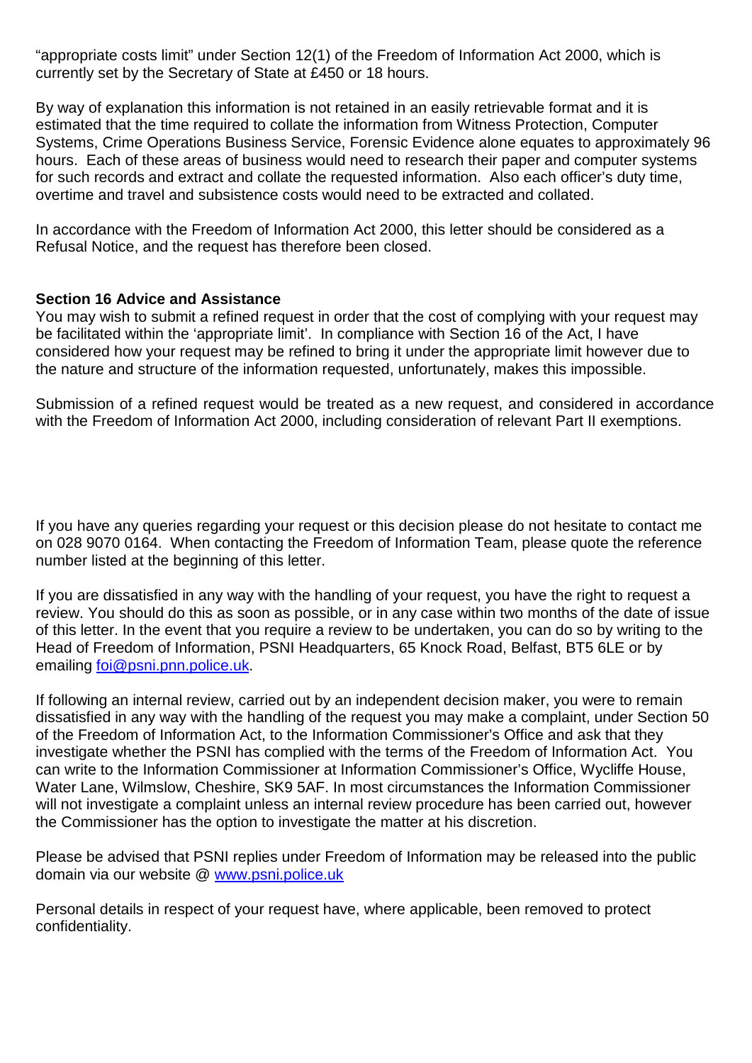"appropriate costs limit" under Section 12(1) of the Freedom of Information Act 2000, which is currently set by the Secretary of State at £450 or 18 hours.

By way of explanation this information is not retained in an easily retrievable format and it is estimated that the time required to collate the information from Witness Protection, Computer Systems, Crime Operations Business Service, Forensic Evidence alone equates to approximately 96 hours. Each of these areas of business would need to research their paper and computer systems for such records and extract and collate the requested information. Also each officer's duty time, overtime and travel and subsistence costs would need to be extracted and collated.

In accordance with the Freedom of Information Act 2000, this letter should be considered as a Refusal Notice, and the request has therefore been closed.

**Section 16 Advice and Assistance**

You may wish to submit a refined request in order that the cost of complying with your request may be facilitated within the 'appropriate limit'. In compliance with Section 16 of the Act, I have considered how your request may be refined to bring it under the appropriate limit however due to the nature and structure of the information requested, unfortunately, makes this impossible.

Submission of a refined request would be treated as a new request, and considered in accordance with the Freedom of Information Act 2000, including consideration of relevant Part II exemptions.

If you have any queries regarding your request or this decision please do not hesitate to contact me on 028 9070 0164. When contacting the Freedom of Information Team, please quote the reference number listed at the beginning of this letter.

If you are dissatisfied in any way with the handling of your request, you have the right to request a review. You should do this as soon as possible, or in any case within two months of the date of issue of this letter. In the event that you require a review to be undertaken, you can do so by writing to the Head of Freedom of Information, PSNI Headquarters, 65 Knock Road, Belfast, BT5 6LE or by emailing foi@psni.pnn.police.uk.

If following an internal review, carried out by an independent decision maker, you were to remain dissatisfied in any way with the handling of the request you may make a complaint, under Section 50 of the Freedom of Information Act, to the Information Commissioner's Office and ask that they investigate whether the PSNI has complied with the terms of the Freedom of Information Act. You can write to the Information Commissioner at Information Commissioner's Office, Wycliffe House, Water Lane, Wilmslow, Cheshire, SK9 5AF. In most circumstances the Information Commissioner will not investigate a complaint unless an internal review procedure has been carried out, however the Commissioner has the option to investigate the matter at his discretion.

Please be advised that PSNI replies under Freedom of Information may be released into the public domain via our website @ www.psni.police.uk

Personal details in respect of your request have, where applicable, been removed to protect confidentiality.